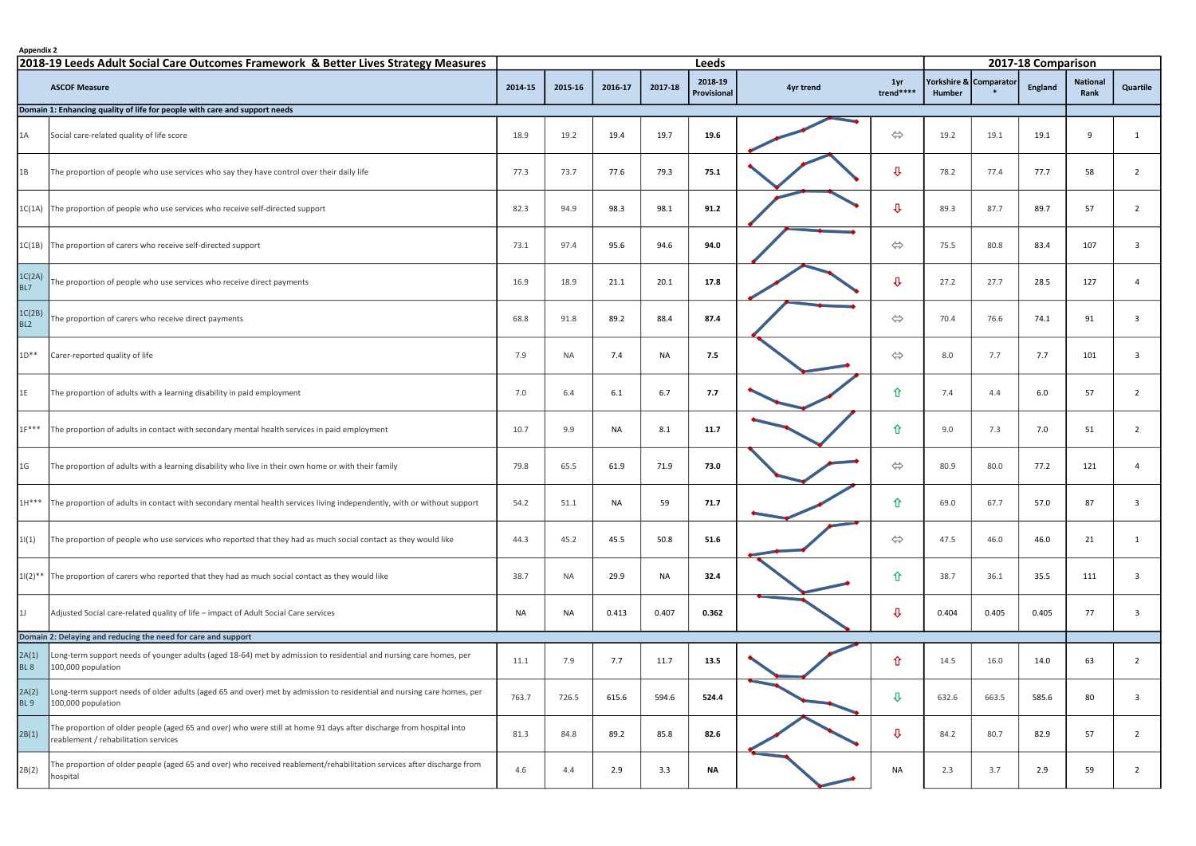Appendix 2

| 2018-19 Leeds Adult Social Care Outcomes Framework & Better Lives Strategy Measures | | Leeds | | | | | | | 2017-18 Comparison | | | | |
|---|---|---|---|---|---|---|---|---|---|---|---|---|---|
| | ASCOF Measure | 2014-15 | 2015-16 | 2016-17 | 2017-18 | 2018-19 Provisional | 4yr trend | 1yr trend**** | Yorkshire & Humber | Comparator * | England | National Rank | Quartile |
| **Domain 1: Enhancing quality of life for people with care and support needs** | | | | | | | | | | | | | |
| 1A | Social care-related quality of life score | 18.9 | 19.2 | 19.4 | 19.7 | **19.6** | | ⇔ | 19.2 | 19.1 | 19.1 | 9 | 1 |
| 1B | The proportion of people who use services who say they have control over their daily life | 77.3 | 73.7 | 77.6 | 79.3 | **75.1** | | ⇩ | 78.2 | 77.4 | 77.7 | 58 | 2 |
| 1C(1A) | The proportion of people who use services who receive self-directed support | 82.3 | 94.9 | 98.3 | 98.1 | **91.2** | | ⇩ | 89.3 | 87.7 | 89.7 | 57 | 2 |
| 1C(1B) | The proportion of carers who receive self-directed support | 73.1 | 97.4 | 95.6 | 94.6 | **94.0** | | ⇔ | 75.5 | 80.8 | 83.4 | 107 | 3 |
| 1C(2A) BL7 | The proportion of people who use services who receive direct payments | 16.9 | 18.9 | 21.1 | 20.1 | **17.8** | | ⇩ | 27.2 | 27.7 | 28.5 | 127 | 4 |
| 1C(2B) BL2 | The proportion of carers who receive direct payments | 68.8 | 91.8 | 89.2 | 88.4 | **87.4** | | ⇔ | 70.4 | 76.6 | 74.1 | 91 | 3 |
| 1D** | Carer-reported quality of life | 7.9 | NA | 7.4 | NA | **7.5** | | ⇔ | 8.0 | 7.7 | 7.7 | 101 | 3 |
| 1E | The proportion of adults with a learning disability in paid employment | 7.0 | 6.4 | 6.1 | 6.7 | **7.7** | | ⇧ | 7.4 | 4.4 | 6.0 | 57 | 2 |
| 1F*** | The proportion of adults in contact with secondary mental health services in paid employment | 10.7 | 9.9 | NA | 8.1 | **11.7** | | ⇧ | 9.0 | 7.3 | 7.0 | 51 | 2 |
| 1G | The proportion of adults with a learning disability who live in their own home or with their family | 79.8 | 65.5 | 61.9 | 71.9 | **73.0** | | ⇔ | 80.9 | 80.0 | 77.2 | 121 | 4 |
| 1H*** | The proportion of adults in contact with secondary mental health services living independently, with or without support | 54.2 | 51.1 | NA | 59 | **71.7** | | ⇧ | 69.0 | 67.7 | 57.0 | 87 | 3 |
| 1I(1) | The proportion of people who use services who reported that they had as much social contact as they would like | 44.3 | 45.2 | 45.5 | 50.8 | **51.6** | | ⇔ | 47.5 | 46.0 | 46.0 | 21 | 1 |
| 1I(2)** | The proportion of carers who reported that they had as much social contact as they would like | 38.7 | NA | 29.9 | NA | **32.4** | | ⇧ | 38.7 | 36.1 | 35.5 | 111 | 3 |
| 1J | Adjusted Social care-related quality of life – impact of Adult Social Care services | NA | NA | 0.413 | 0.407 | **0.362** | | ⇩ | 0.404 | 0.405 | 0.405 | 77 | 3 |
| **Domain 2: Delaying and reducing the need for care and support** | | | | | | | | | | | | | |
| 2A(1) BL 8 | Long-term support needs of younger adults (aged 18-64) met by admission to residential and nursing care homes, per 100,000 population | 11.1 | 7.9 | 7.7 | 11.7 | **13.5** | | ⇧ | 14.5 | 16.0 | 14.0 | 63 | 2 |
| 2A(2) BL 9 | Long-term support needs of older adults (aged 65 and over) met by admission to residential and nursing care homes, per 100,000 population | 763.7 | 726.5 | 615.6 | 594.6 | **524.4** | | ⇩ | 632.6 | 663.5 | 585.6 | 80 | 3 |
| 2B(1) | The proportion of older people (aged 65 and over) who were still at home 91 days after discharge from hospital into reablement / rehabilitation services | 81.3 | 84.8 | 89.2 | 85.8 | **82.6** | | ⇩ | 84.2 | 80.7 | 82.9 | 57 | 2 |
| 2B(2) | The proportion of older people (aged 65 and over) who received reablement/rehabilitation services after discharge from hospital | 4.6 | 4.4 | 2.9 | 3.3 | **NA** | | NA | 2.3 | 3.7 | 2.9 | 59 | 2 |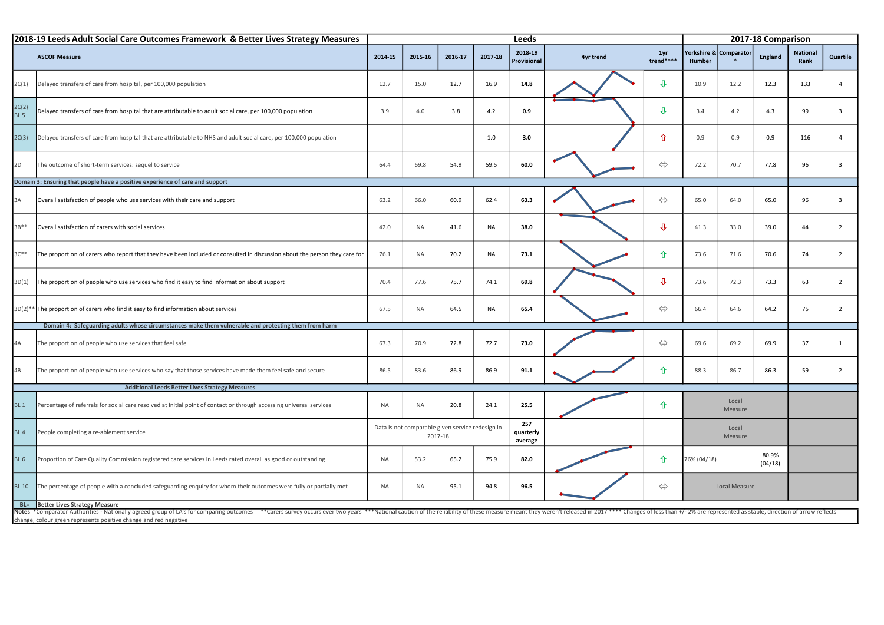| 2018-19 Leeds Adult Social Care Outcomes Framework & Better Lives Strategy Measures | | Leeds | | | | | | | 2017-18 Comparison | | | | |
|---|---|---|---|---|---|---|---|---|---|---|---|---|---|
| | ASCOF Measure | 2014-15 | 2015-16 | 2016-17 | 2017-18 | 2018-19 Provisional | 4yr trend | 1yr trend**** | Yorkshire & Humber | Comparator * | England | National Rank | Quartile |
| 2C(1) | Delayed transfers of care from hospital, per 100,000 population | 12.7 | 15.0 | 12.7 | 16.9 | **14.8** | | ⇩ | 10.9 | 12.2 | 12.3 | 133 | 4 |
| 2C(2) BL 5 | Delayed transfers of care from hospital that are attributable to adult social care, per 100,000 population | 3.9 | 4.0 | 3.8 | 4.2 | **0.9** | | ⇩ | 3.4 | 4.2 | 4.3 | 99 | 3 |
| 2C(3) | Delayed transfers of care from hospital that are attributable to NHS and adult social care, per 100,000 population | | | | 1.0 | **3.0** | | ⇧ | 0.9 | 0.9 | 0.9 | 116 | 4 |
| 2D | The outcome of short-term services: sequel to service | 64.4 | 69.8 | 54.9 | 59.5 | **60.0** | | ⇔ | 72.2 | 70.7 | 77.8 | 96 | 3 |
| **Domain 3: Ensuring that people have a positive experience of care and support** | | | | | | | | | | | | | |
| 3A | Overall satisfaction of people who use services with their care and support | 63.2 | 66.0 | 60.9 | 62.4 | **63.3** | | ⇔ | 65.0 | 64.0 | 65.0 | 96 | 3 |
| 3B** | Overall satisfaction of carers with social services | 42.0 | NA | 41.6 | NA | **38.0** | | ⇩ | 41.3 | 33.0 | 39.0 | 44 | 2 |
| 3C** | The proportion of carers who report that they have been included or consulted in discussion about the person they care for | 76.1 | NA | 70.2 | NA | **73.1** | | ⇧ | 73.6 | 71.6 | 70.6 | 74 | 2 |
| 3D(1) | The proportion of people who use services who find it easy to find information about support | 70.4 | 77.6 | 75.7 | 74.1 | **69.8** | | ⇩ | 73.6 | 72.3 | 73.3 | 63 | 2 |
| 3D(2)** | The proportion of carers who find it easy to find information about services | 67.5 | NA | 64.5 | NA | **65.4** | | ⇔ | 66.4 | 64.6 | 64.2 | 75 | 2 |
| **Domain 4: Safeguarding adults whose circumstances make them vulnerable and protecting them from harm** | | | | | | | | | | | | | |
| 4A | The proportion of people who use services that feel safe | 67.3 | 70.9 | 72.8 | 72.7 | **73.0** | | ⇔ | 69.6 | 69.2 | 69.9 | 37 | 1 |
| 4B | The proportion of people who use services who say that those services have made them feel safe and secure | 86.5 | 83.6 | 86.9 | 86.9 | **91.1** | | ⇧ | 88.3 | 86.7 | 86.3 | 59 | 2 |
| **Additional Leeds Better Lives Strategy Measures** | | | | | | | | | | | | | |
| BL 1 | Percentage of referrals for social care resolved at initial point of contact or through accessing universal services | NA | NA | 20.8 | 24.1 | **25.5** | | ⇧ | | Local Measure | | | |
| BL 4 | People completing a re-ablement service | Data is not comparable given service redesign in 2017-18 | | | | **257 quarterly average** | | | | Local Measure | | | |
| BL 6 | Proportion of Care Quality Commission registered care services in Leeds rated overall as good or outstanding | NA | 53.2 | 65.2 | 75.9 | **82.0** | | ⇧ | 76% (04/18) | | 80.9% (04/18) | | |
| BL 10 | The percentage of people with a concluded safeguarding enquiry for whom their outcomes were fully or partially met | NA | NA | 95.1 | 94.8 | **96.5** | | ⇔ | | Local Measure | | | |

BL= Better Lives Strategy Measure

Notes *Comparator Authorities - Nationally agreed group of LA's for comparing outcomes **Carers survey occurs ever two years ***National caution of the reliability of these measure meant they weren't released in 2017 **** Changes of less than +/- 2% are represented as stable, direction of arrow reflects change, colour green represents positive change and red negative